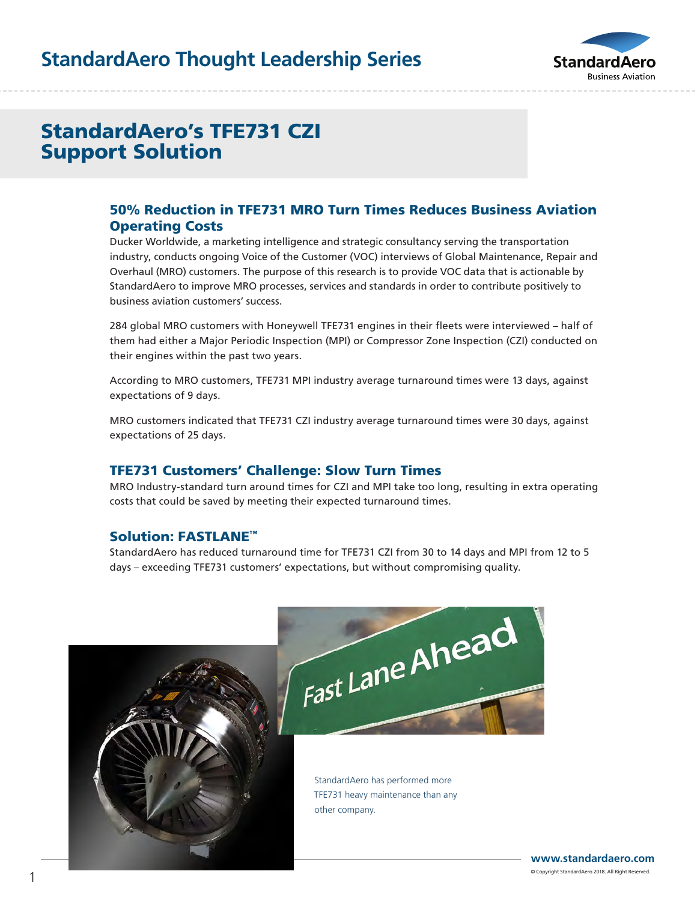# StandardAero's TFE731 CZI Support Solution

## 50% Reduction in TFE731 MRO Turn Times Reduces Business Aviation Operating Costs

Ducker Worldwide, a marketing intelligence and strategic consultancy serving the transportation industry, conducts ongoing Voice of the Customer (VOC) interviews of Global Maintenance, Repair and Overhaul (MRO) customers. The purpose of this research is to provide VOC data that is actionable by StandardAero to improve MRO processes, services and standards in order to contribute positively to business aviation customers' success.

284 global MRO customers with Honeywell TFE731 engines in their fleets were interviewed – half of them had either a Major Periodic Inspection (MPI) or Compressor Zone Inspection (CZI) conducted on their engines within the past two years.

According to MRO customers, TFE731 MPI industry average turnaround times were 13 days, against expectations of 9 days.

MRO customers indicated that TFE731 CZI industry average turnaround times were 30 days, against expectations of 25 days.

## TFE731 Customers' Challenge: Slow Turn Times

MRO Industry-standard turn around times for CZI and MPI take too long, resulting in extra operating costs that could be saved by meeting their expected turnaround times.

## Solution: FASTLANE™

StandardAero has reduced turnaround time for TFE731 CZI from 30 to 14 days and MPI from 12 to 5 days – exceeding TFE731 customers' expectations, but without compromising quality.

StandardAero has performed more TFE731 heavy maintenance than any other company.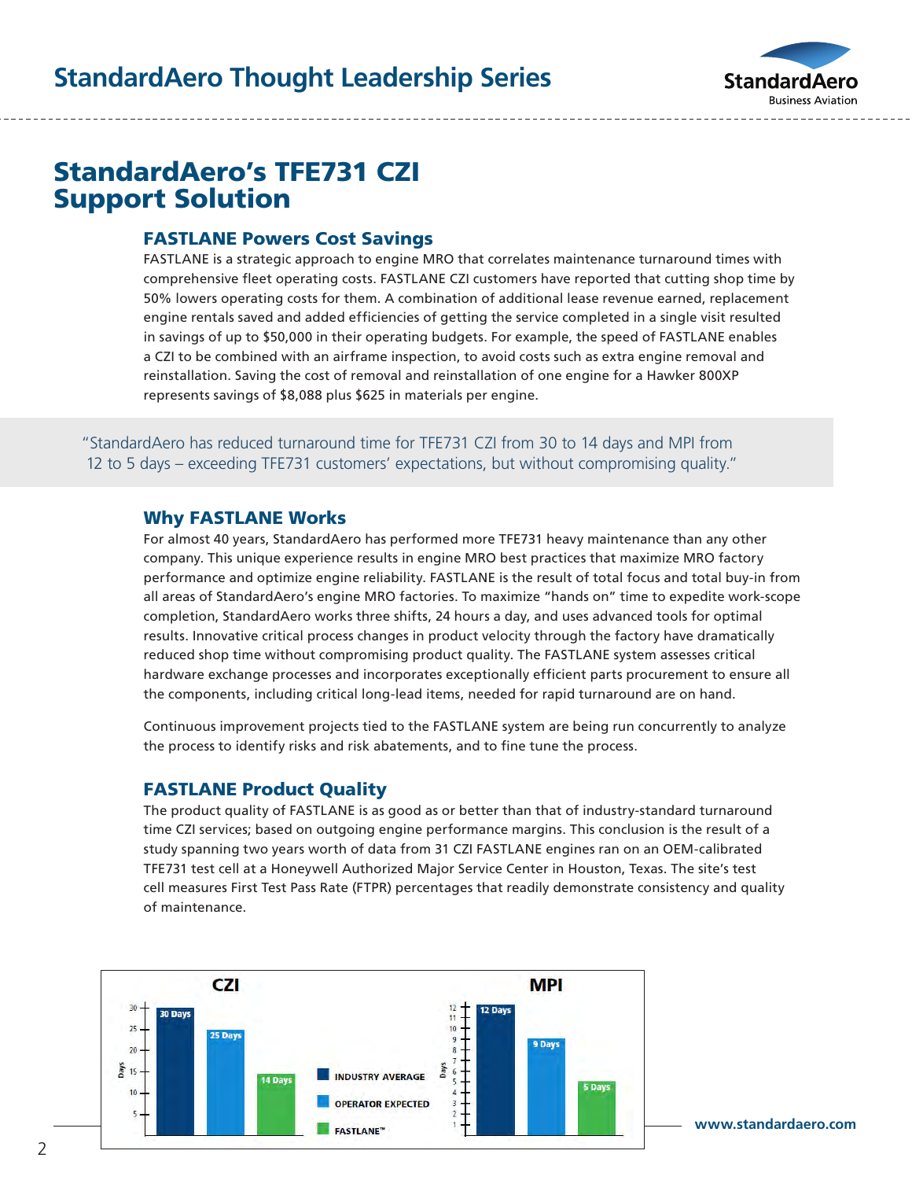# StandardAero's TFE731 CZI Support Solution

### FASTLANE Powers Cost Savings

FASTLANE is a strategic approach to engine MRO that correlates maintenance turnaround times with comprehensive fleet operating costs. FASTLANE CZI customers have reported that cutting shop time by 50% lowers operating costs for them. A combination of additional lease revenue earned, replacement engine rentals saved and added efficiencies of getting the service completed in a single visit resulted in savings of up to $50,000 in their operating budgets. For example, the speed of FASTLANE enables a CZI to be combined with an airframe inspection, to avoid costs such as extra engine removal and reinstallation. Saving the cost of removal and reinstallation of one engine for a Hawker 800XP represents savings of $8,088 plus $625 in materials per engine.

> "StandardAero has reduced turnaround time for TFE731 CZI from 30 to 14 days and MPI from 12 to 5 days – exceeding TFE731 customers' expectations, but without compromising quality."

### Why FASTLANE Works

For almost 40 years, StandardAero has performed more TFE731 heavy maintenance than any other company. This unique experience results in engine MRO best practices that maximize MRO factory performance and optimize engine reliability. FASTLANE is the result of total focus and total buy-in from all areas of StandardAero's engine MRO factories. To maximize "hands on" time to expedite work-scope completion, StandardAero works three shifts, 24 hours a day, and uses advanced tools for optimal results. Innovative critical process changes in product velocity through the factory have dramatically reduced shop time without compromising product quality. The FASTLANE system assesses critical hardware exchange processes and incorporates exceptionally efficient parts procurement to ensure all the components, including critical long-lead items, needed for rapid turnaround are on hand.

Continuous improvement projects tied to the FASTLANE system are being run concurrently to analyze the process to identify risks and risk abatements, and to fine tune the process.

### FASTLANE Product Quality

The product quality of FASTLANE is as good as or better than that of industry-standard turnaround time CZI services; based on outgoing engine performance margins. This conclusion is the result of a study spanning two years worth of data from 31 CZI FASTLANE engines ran on an OEM-calibrated TFE731 test cell at a Honeywell Authorized Major Service Center in Houston, Texas. The site's test cell measures First Test Pass Rate (FTPR) percentages that readily demonstrate consistency and quality of maintenance.

| | CZI | MPI |
|---|---|---|
| INDUSTRY AVERAGE | 30 Days | 12 Days |
| OPERATOR EXPECTED | 25 Days | 9 Days |
| FASTLANE™ | 14 Days | 5 Days |

www.standardaero.com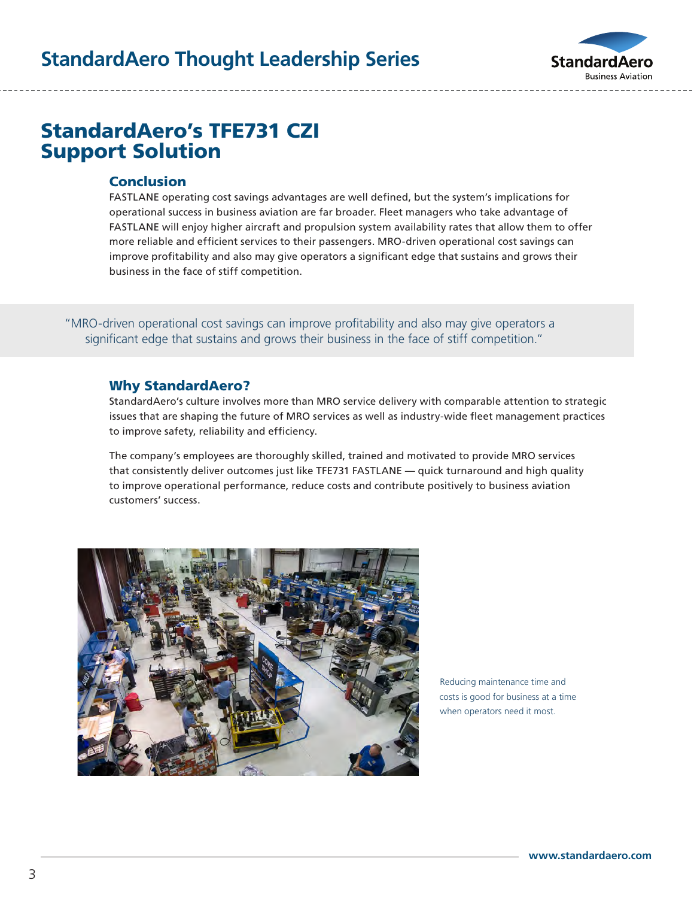# StandardAero's TFE731 CZI Support Solution

## Conclusion

FASTLANE operating cost savings advantages are well defined, but the system's implications for operational success in business aviation are far broader. Fleet managers who take advantage of FASTLANE will enjoy higher aircraft and propulsion system availability rates that allow them to offer more reliable and efficient services to their passengers. MRO-driven operational cost savings can improve profitability and also may give operators a significant edge that sustains and grows their business in the face of stiff competition.

> "MRO-driven operational cost savings can improve profitability and also may give operators a significant edge that sustains and grows their business in the face of stiff competition."

## Why StandardAero?

StandardAero's culture involves more than MRO service delivery with comparable attention to strategic issues that are shaping the future of MRO services as well as industry-wide fleet management practices to improve safety, reliability and efficiency.

The company's employees are thoroughly skilled, trained and motivated to provide MRO services that consistently deliver outcomes just like TFE731 FASTLANE — quick turnaround and high quality to improve operational performance, reduce costs and contribute positively to business aviation customers' success.

Reducing maintenance time and costs is good for business at a time when operators need it most.